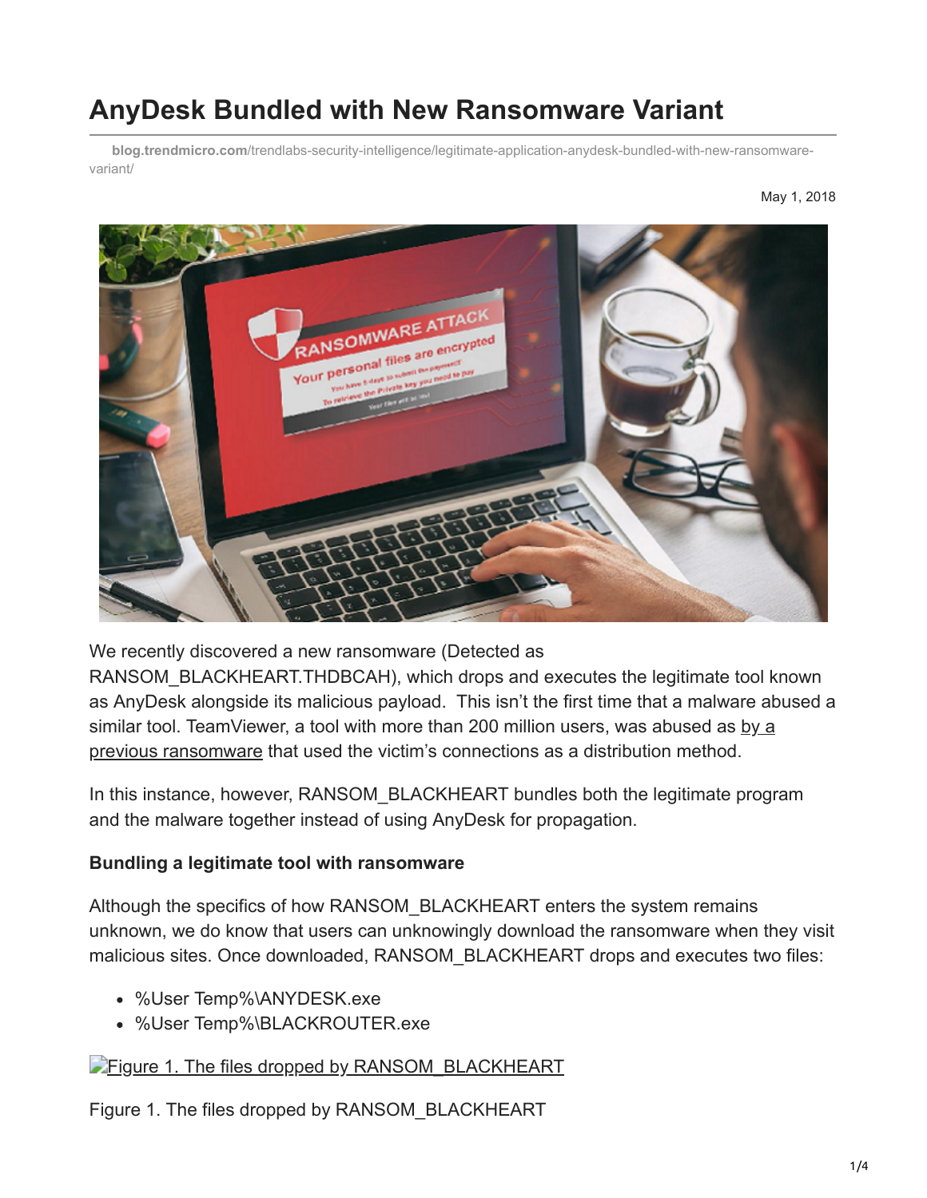# AnyDesk Bundled with New Ransomware Variant

**blog.trendmicro.com**/trendlabs-security-intelligence/legitimate-application-anydesk-bundled-with-new-ransomware-variant/

May 1, 2018

We recently discovered a new ransomware (Detected as RANSOM_BLACKHEART.THDBCAH), which drops and executes the legitimate tool known as AnyDesk alongside its malicious payload. This isn't the first time that a malware abused a similar tool. TeamViewer, a tool with more than 200 million users, was abused as by a previous ransomware that used the victim's connections as a distribution method.

In this instance, however, RANSOM_BLACKHEART bundles both the legitimate program and the malware together instead of using AnyDesk for propagation.

**Bundling a legitimate tool with ransomware**

Although the specifics of how RANSOM_BLACKHEART enters the system remains unknown, we do know that users can unknowingly download the ransomware when they visit malicious sites. Once downloaded, RANSOM_BLACKHEART drops and executes two files:

- %User Temp%\ANYDESK.exe
- %User Temp%\BLACKROUTER.exe

Figure 1. The files dropped by RANSOM_BLACKHEART

Figure 1. The files dropped by RANSOM_BLACKHEART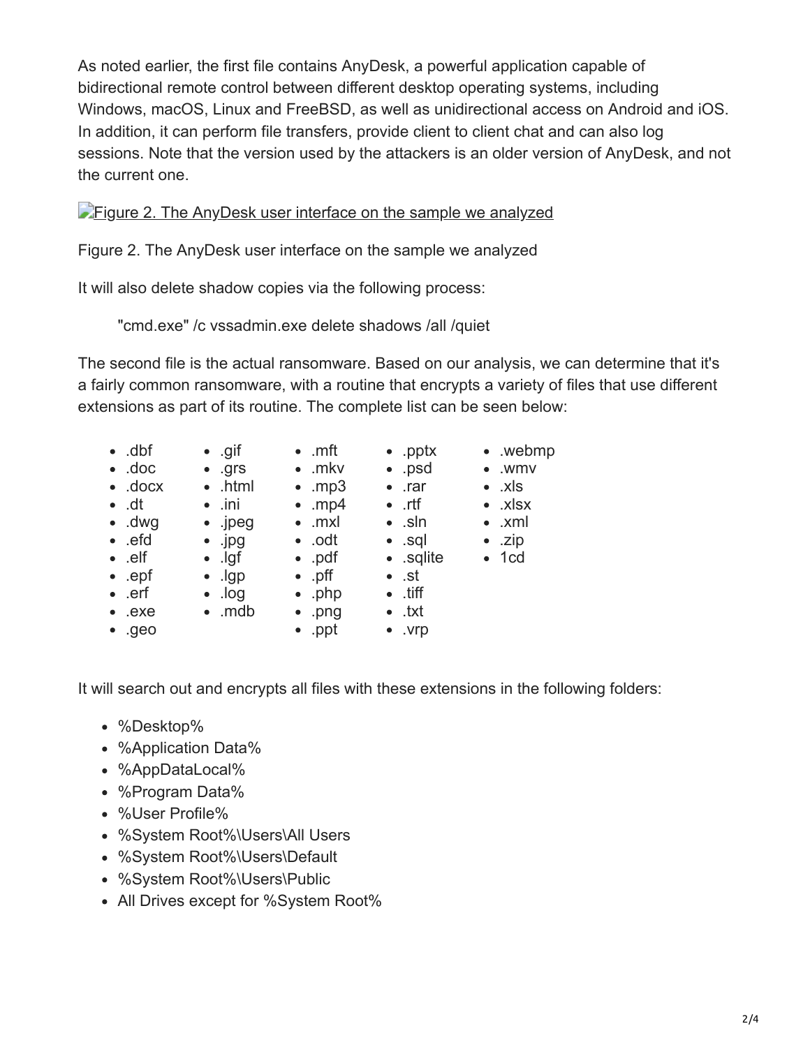As noted earlier, the first file contains AnyDesk, a powerful application capable of bidirectional remote control between different desktop operating systems, including Windows, macOS, Linux and FreeBSD, as well as unidirectional access on Android and iOS. In addition, it can perform file transfers, provide client to client chat and can also log sessions. Note that the version used by the attackers is an older version of AnyDesk, and not the current one.

[Figure 2. The AnyDesk user interface on the sample we analyzed]

Figure 2. The AnyDesk user interface on the sample we analyzed

It will also delete shadow copies via the following process:

```
"cmd.exe" /c vssadmin.exe delete shadows /all /quiet
```

The second file is the actual ransomware. Based on our analysis, we can determine that it's a fairly common ransomware, with a routine that encrypts a variety of files that use different extensions as part of its routine. The complete list can be seen below:

- .dbf
- .doc
- .docx
- .dt
- .dwg
- .efd
- .elf
- .epf
- .erf
- .exe
- .geo
- .gif
- .grs
- .html
- .ini
- .jpeg
- .jpg
- .lgf
- .lgp
- .log
- .mdb
- .mft
- .mkv
- .mp3
- .mp4
- .mxl
- .odt
- .pdf
- .pff
- .php
- .png
- .ppt
- .pptx
- .psd
- .rar
- .rtf
- .sln
- .sql
- .sqlite
- .st
- .tiff
- .txt
- .vrp
- .webmp
- .wmv
- .xls
- .xlsx
- .xml
- .zip
- 1cd

It will search out and encrypts all files with these extensions in the following folders:

- %Desktop%
- %Application Data%
- %AppDataLocal%
- %Program Data%
- %User Profile%
- %System Root%\Users\All Users
- %System Root%\Users\Default
- %System Root%\Users\Public
- All Drives except for %System Root%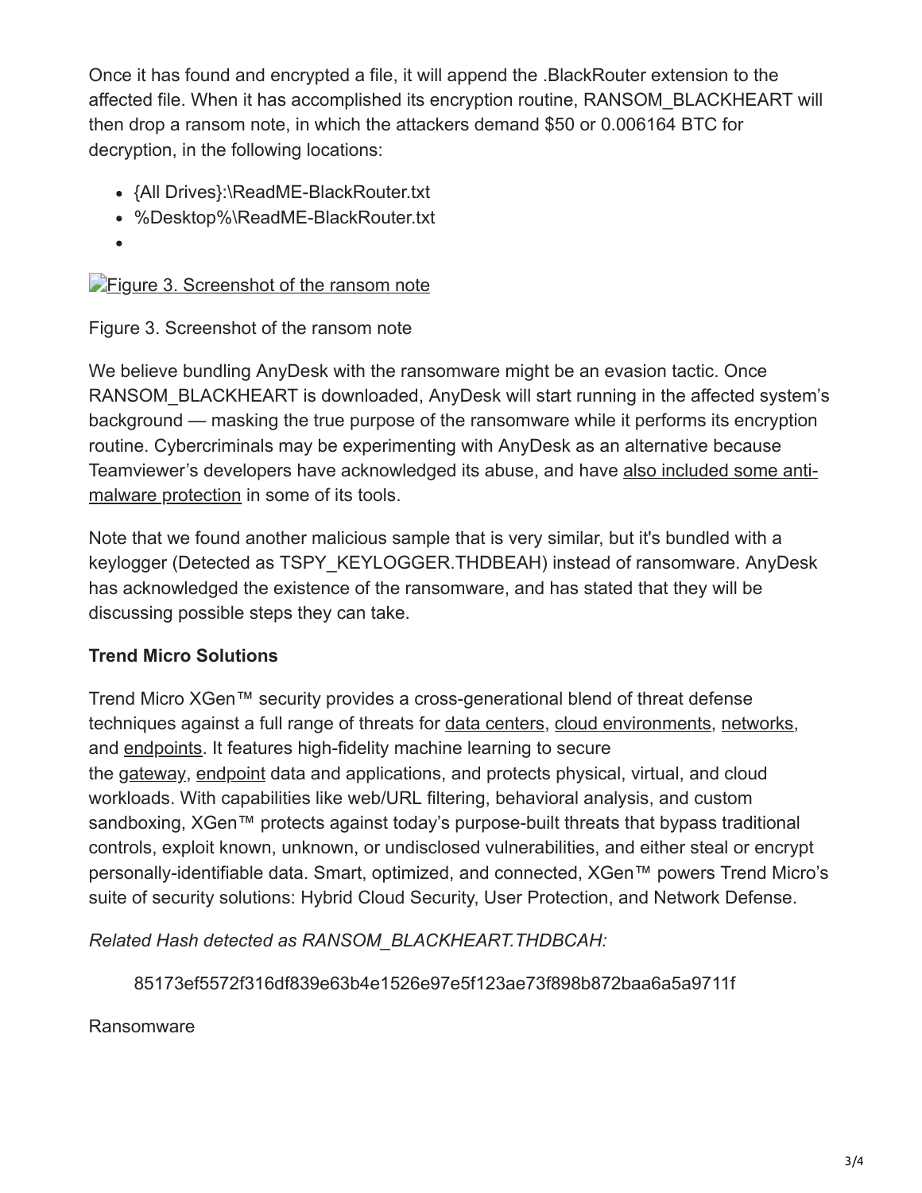Once it has found and encrypted a file, it will append the .BlackRouter extension to the affected file. When it has accomplished its encryption routine, RANSOM_BLACKHEART will then drop a ransom note, in which the attackers demand $50 or 0.006164 BTC for decryption, in the following locations:

- {All Drives}:\ReadME-BlackRouter.txt
- %Desktop%\ReadME-BlackRouter.txt
- 

Figure 3. Screenshot of the ransom note

Figure 3. Screenshot of the ransom note

We believe bundling AnyDesk with the ransomware might be an evasion tactic. Once RANSOM_BLACKHEART is downloaded, AnyDesk will start running in the affected system's background — masking the true purpose of the ransomware while it performs its encryption routine. Cybercriminals may be experimenting with AnyDesk as an alternative because Teamviewer's developers have acknowledged its abuse, and have also included some anti-malware protection in some of its tools.

Note that we found another malicious sample that is very similar, but it's bundled with a keylogger (Detected as TSPY_KEYLOGGER.THDBEAH) instead of ransomware. AnyDesk has acknowledged the existence of the ransomware, and has stated that they will be discussing possible steps they can take.

**Trend Micro Solutions**

Trend Micro XGen™ security provides a cross-generational blend of threat defense techniques against a full range of threats for data centers, cloud environments, networks, and endpoints. It features high-fidelity machine learning to secure the gateway, endpoint data and applications, and protects physical, virtual, and cloud workloads. With capabilities like web/URL filtering, behavioral analysis, and custom sandboxing, XGen™ protects against today's purpose-built threats that bypass traditional controls, exploit known, unknown, or undisclosed vulnerabilities, and either steal or encrypt personally-identifiable data. Smart, optimized, and connected, XGen™ powers Trend Micro's suite of security solutions: Hybrid Cloud Security, User Protection, and Network Defense.

*Related Hash detected as RANSOM_BLACKHEART.THDBCAH:*

85173ef5572f316df839e63b4e1526e97e5f123ae73f898b872baa6a5a9711f

Ransomware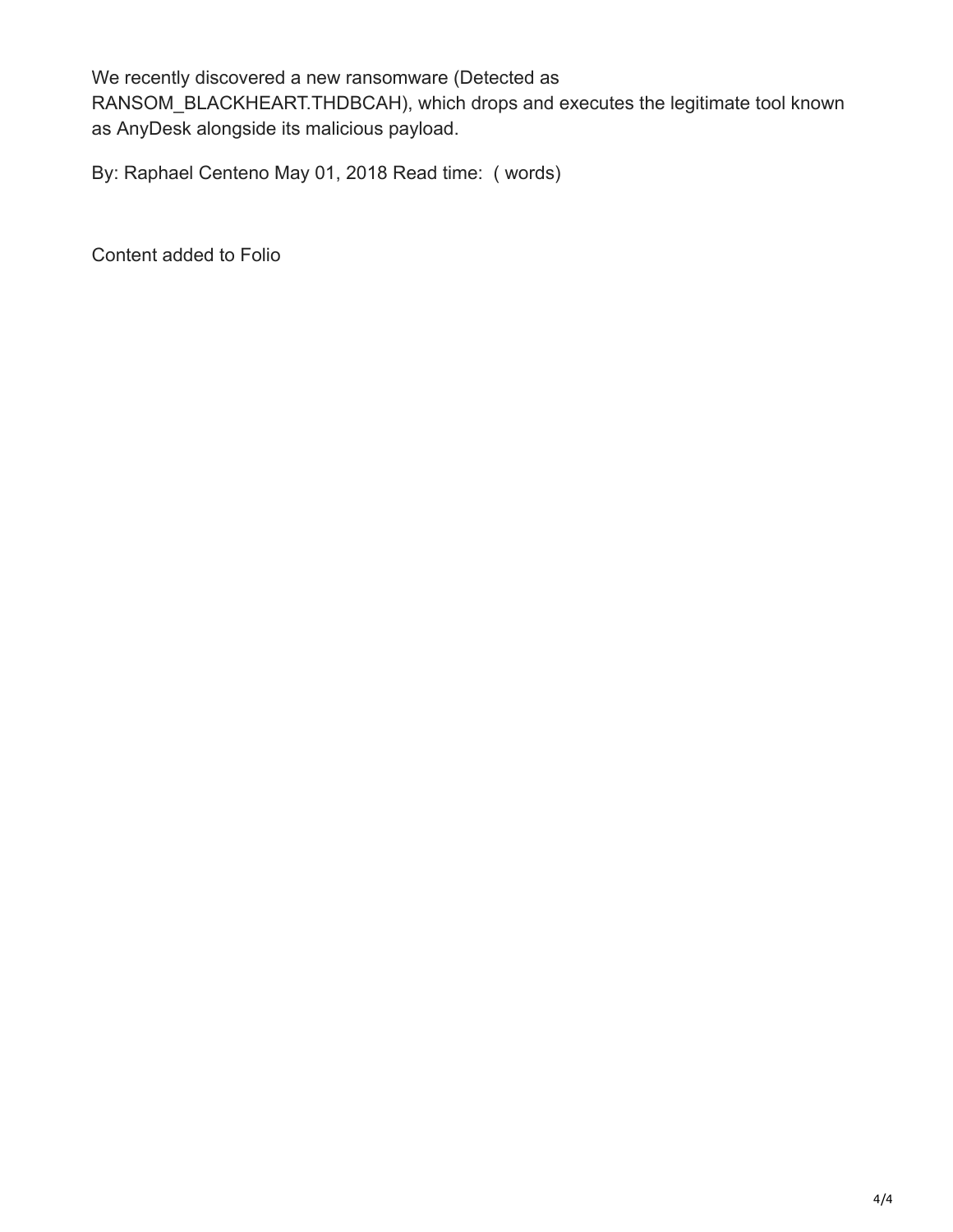We recently discovered a new ransomware (Detected as RANSOM_BLACKHEART.THDBCAH), which drops and executes the legitimate tool known as AnyDesk alongside its malicious payload.

By: Raphael Centeno May 01, 2018 Read time: ( words)

Content added to Folio